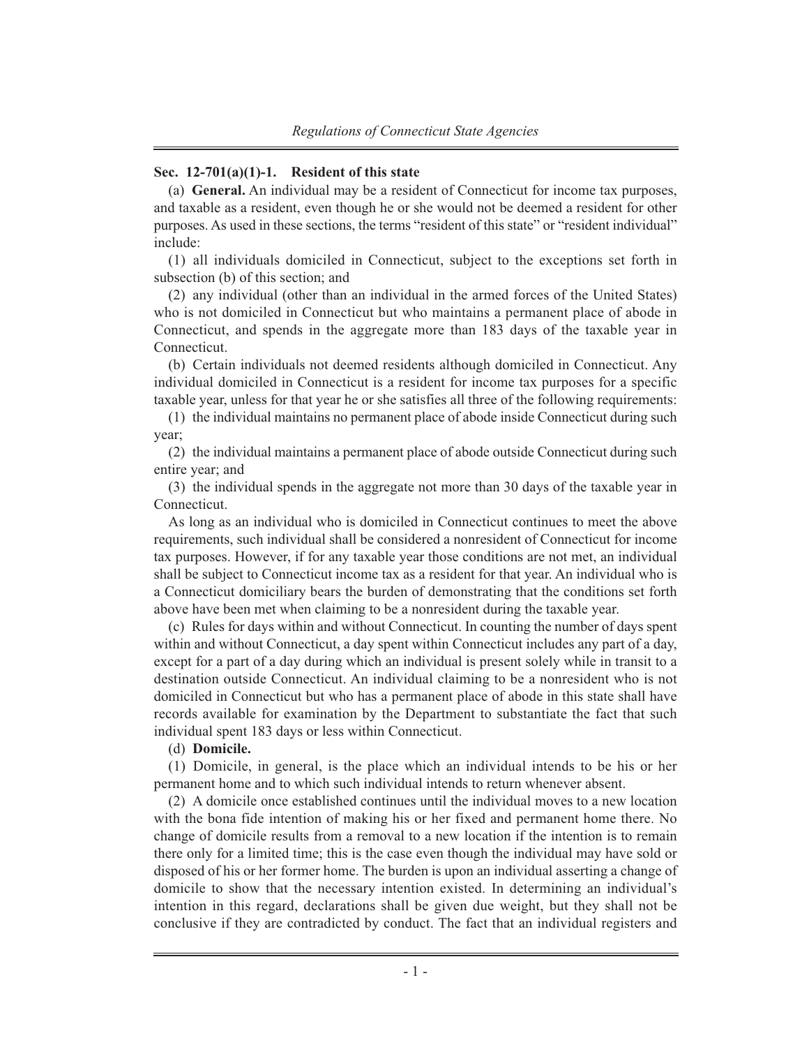## Sec. 12-701(a)(1)-1. Resident of this state

(a) **General.** An individual may be a resident of Connecticut for income tax purposes, and taxable as a resident, even though he or she would not be deemed a resident for other purposes. As used in these sections, the terms "resident of this state" or "resident individual" include:

(1) all individuals domiciled in Connecticut, subject to the exceptions set forth in subsection (b) of this section; and

(2) any individual (other than an individual in the armed forces of the United States) who is not domiciled in Connecticut but who maintains a permanent place of abode in Connecticut, and spends in the aggregate more than 183 days of the taxable year in Connecticut.

(b) Certain individuals not deemed residents although domiciled in Connecticut. Any individual domiciled in Connecticut is a resident for income tax purposes for a specific taxable year, unless for that year he or she satisfies all three of the following requirements:

(1) the individual maintains no permanent place of abode inside Connecticut during such year;

(2) the individual maintains a permanent place of abode outside Connecticut during such entire year; and

(3) the individual spends in the aggregate not more than 30 days of the taxable year in Connecticut.

As long as an individual who is domiciled in Connecticut continues to meet the above requirements, such individual shall be considered a nonresident of Connecticut for income tax purposes. However, if for any taxable year those conditions are not met, an individual shall be subject to Connecticut income tax as a resident for that year. An individual who is a Connecticut domiciliary bears the burden of demonstrating that the conditions set forth above have been met when claiming to be a nonresident during the taxable year.

(c) Rules for days within and without Connecticut. In counting the number of days spent within and without Connecticut, a day spent within Connecticut includes any part of a day, except for a part of a day during which an individual is present solely while in transit to a destination outside Connecticut. An individual claiming to be a nonresident who is not domiciled in Connecticut but who has a permanent place of abode in this state shall have records available for examination by the Department to substantiate the fact that such individual spent 183 days or less within Connecticut.

(d) **Domicile.**

(1) Domicile, in general, is the place which an individual intends to be his or her permanent home and to which such individual intends to return whenever absent.

(2) A domicile once established continues until the individual moves to a new location with the bona fide intention of making his or her fixed and permanent home there. No change of domicile results from a removal to a new location if the intention is to remain there only for a limited time; this is the case even though the individual may have sold or disposed of his or her former home. The burden is upon an individual asserting a change of domicile to show that the necessary intention existed. In determining an individual's intention in this regard, declarations shall be given due weight, but they shall not be conclusive if they are contradicted by conduct. The fact that an individual registers and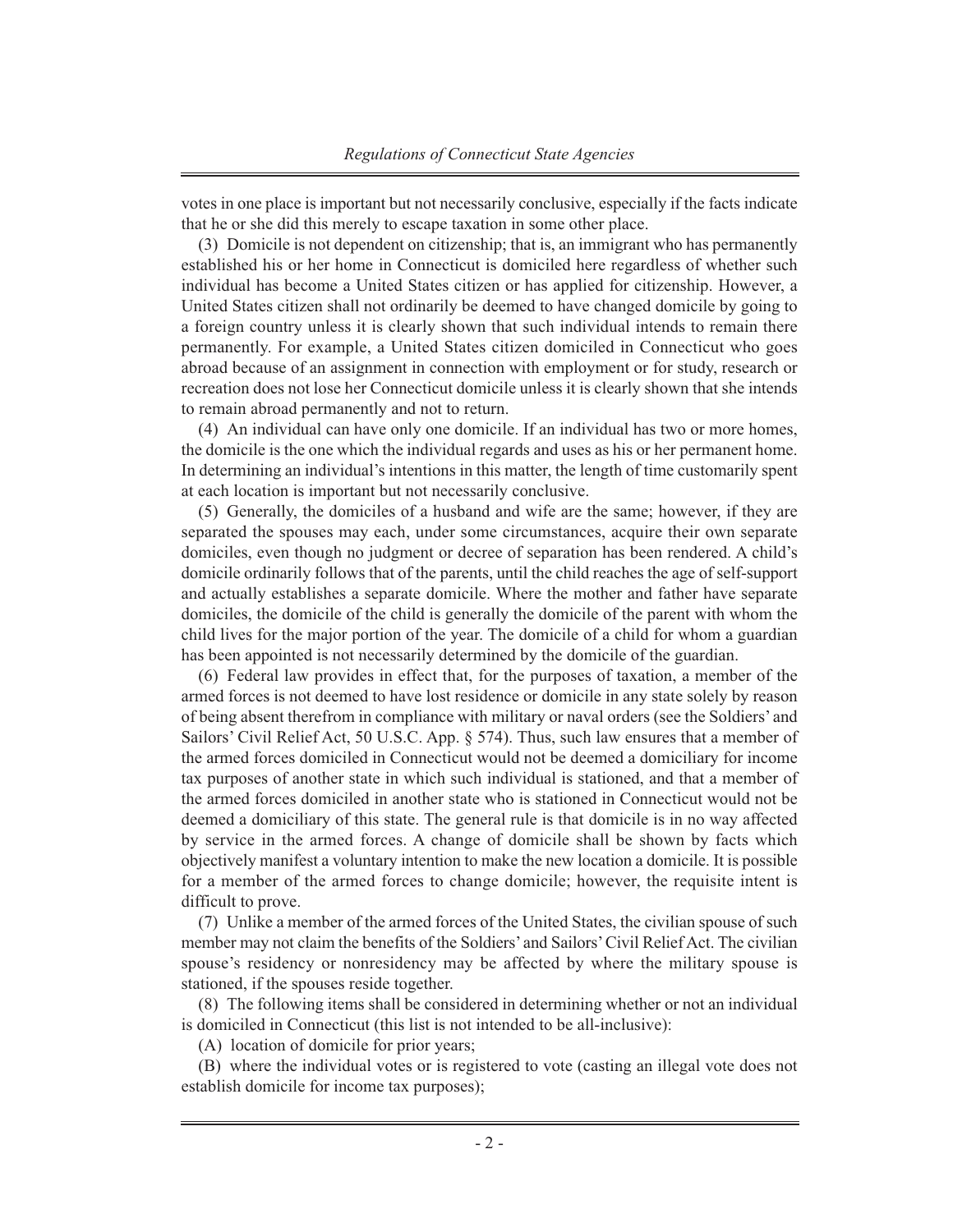votes in one place is important but not necessarily conclusive, especially if the facts indicate that he or she did this merely to escape taxation in some other place.

(3) Domicile is not dependent on citizenship; that is, an immigrant who has permanently established his or her home in Connecticut is domiciled here regardless of whether such individual has become a United States citizen or has applied for citizenship. However, a United States citizen shall not ordinarily be deemed to have changed domicile by going to a foreign country unless it is clearly shown that such individual intends to remain there permanently. For example, a United States citizen domiciled in Connecticut who goes abroad because of an assignment in connection with employment or for study, research or recreation does not lose her Connecticut domicile unless it is clearly shown that she intends to remain abroad permanently and not to return.

(4) An individual can have only one domicile. If an individual has two or more homes, the domicile is the one which the individual regards and uses as his or her permanent home. In determining an individual's intentions in this matter, the length of time customarily spent at each location is important but not necessarily conclusive.

(5) Generally, the domiciles of a husband and wife are the same; however, if they are separated the spouses may each, under some circumstances, acquire their own separate domiciles, even though no judgment or decree of separation has been rendered. A child's domicile ordinarily follows that of the parents, until the child reaches the age of self-support and actually establishes a separate domicile. Where the mother and father have separate domiciles, the domicile of the child is generally the domicile of the parent with whom the child lives for the major portion of the year. The domicile of a child for whom a guardian has been appointed is not necessarily determined by the domicile of the guardian.

(6) Federal law provides in effect that, for the purposes of taxation, a member of the armed forces is not deemed to have lost residence or domicile in any state solely by reason of being absent therefrom in compliance with military or naval orders (see the Soldiers' and Sailors' Civil Relief Act, 50 U.S.C. App. § 574). Thus, such law ensures that a member of the armed forces domiciled in Connecticut would not be deemed a domiciliary for income tax purposes of another state in which such individual is stationed, and that a member of the armed forces domiciled in another state who is stationed in Connecticut would not be deemed a domiciliary of this state. The general rule is that domicile is in no way affected by service in the armed forces. A change of domicile shall be shown by facts which objectively manifest a voluntary intention to make the new location a domicile. It is possible for a member of the armed forces to change domicile; however, the requisite intent is difficult to prove.

(7) Unlike a member of the armed forces of the United States, the civilian spouse of such member may not claim the benefits of the Soldiers' and Sailors' Civil Relief Act. The civilian spouse's residency or nonresidency may be affected by where the military spouse is stationed, if the spouses reside together.

(8) The following items shall be considered in determining whether or not an individual is domiciled in Connecticut (this list is not intended to be all-inclusive):

(A) location of domicile for prior years;

(B) where the individual votes or is registered to vote (casting an illegal vote does not establish domicile for income tax purposes);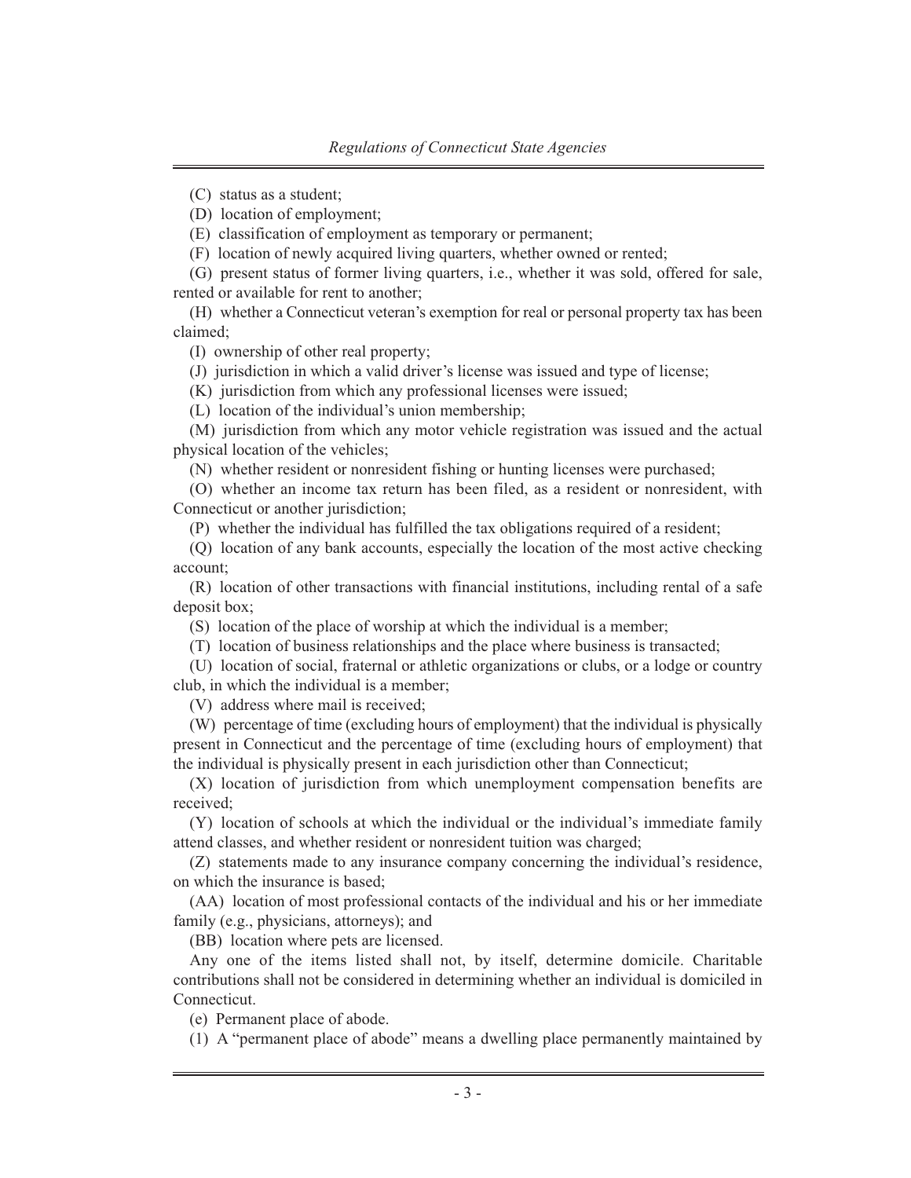(C) status as a student;

(D) location of employment;

(E) classification of employment as temporary or permanent;

(F) location of newly acquired living quarters, whether owned or rented;

(G) present status of former living quarters, i.e., whether it was sold, offered for sale, rented or available for rent to another;

(H) whether a Connecticut veteran's exemption for real or personal property tax has been claimed;

(I) ownership of other real property;

(J) jurisdiction in which a valid driver's license was issued and type of license;

(K) jurisdiction from which any professional licenses were issued;

(L) location of the individual's union membership;

(M) jurisdiction from which any motor vehicle registration was issued and the actual physical location of the vehicles;

(N) whether resident or nonresident fishing or hunting licenses were purchased;

(O) whether an income tax return has been filed, as a resident or nonresident, with Connecticut or another jurisdiction;

(P) whether the individual has fulfilled the tax obligations required of a resident;

(Q) location of any bank accounts, especially the location of the most active checking account;

(R) location of other transactions with financial institutions, including rental of a safe deposit box;

(S) location of the place of worship at which the individual is a member;

(T) location of business relationships and the place where business is transacted;

(U) location of social, fraternal or athletic organizations or clubs, or a lodge or country club, in which the individual is a member;

(V) address where mail is received;

(W) percentage of time (excluding hours of employment) that the individual is physically present in Connecticut and the percentage of time (excluding hours of employment) that the individual is physically present in each jurisdiction other than Connecticut;

(X) location of jurisdiction from which unemployment compensation benefits are received;

(Y) location of schools at which the individual or the individual's immediate family attend classes, and whether resident or nonresident tuition was charged;

(Z) statements made to any insurance company concerning the individual's residence, on which the insurance is based;

(AA) location of most professional contacts of the individual and his or her immediate family (e.g., physicians, attorneys); and

(BB) location where pets are licensed.

Any one of the items listed shall not, by itself, determine domicile. Charitable contributions shall not be considered in determining whether an individual is domiciled in Connecticut.

(e) Permanent place of abode.

(1) A "permanent place of abode" means a dwelling place permanently maintained by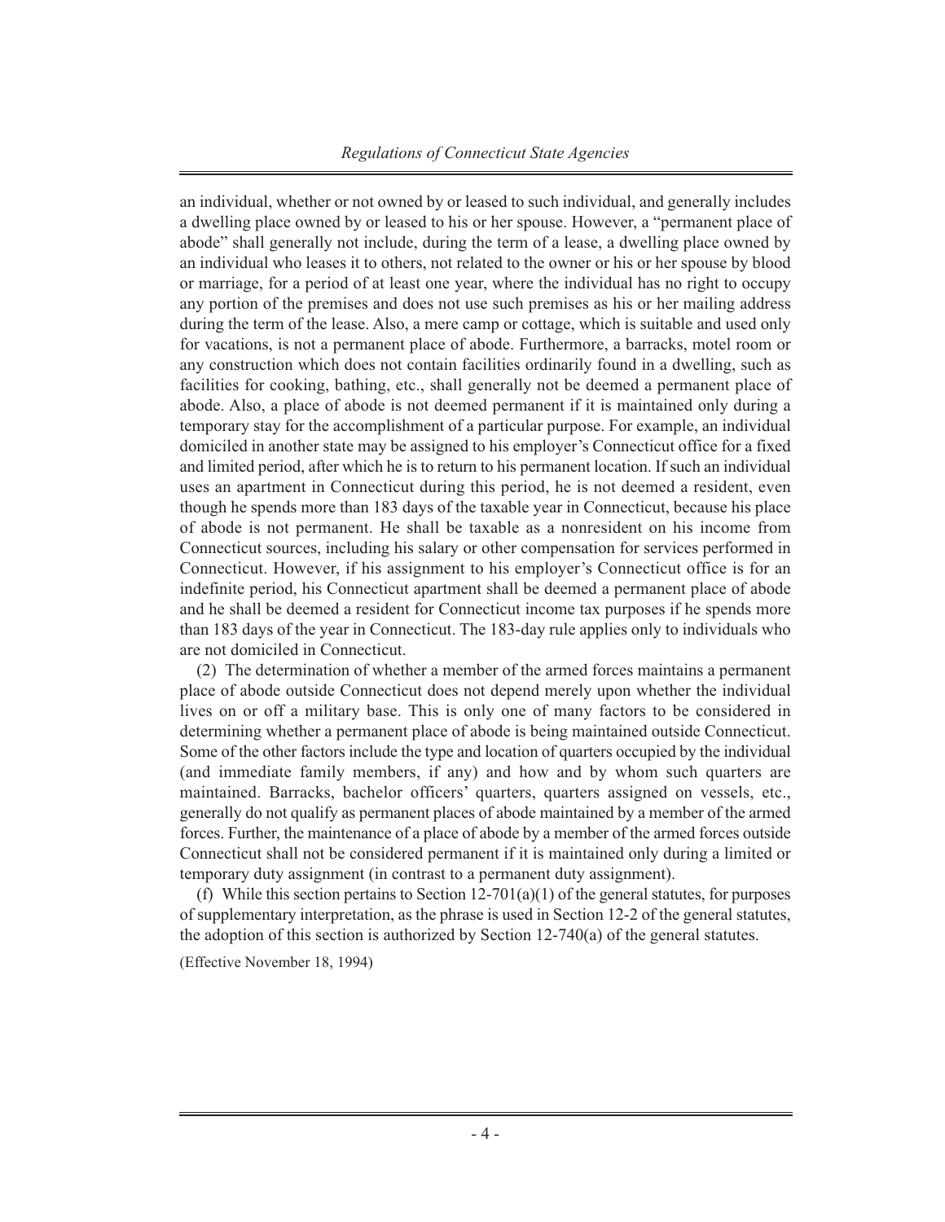an individual, whether or not owned by or leased to such individual, and generally includes a dwelling place owned by or leased to his or her spouse. However, a "permanent place of abode" shall generally not include, during the term of a lease, a dwelling place owned by an individual who leases it to others, not related to the owner or his or her spouse by blood or marriage, for a period of at least one year, where the individual has no right to occupy any portion of the premises and does not use such premises as his or her mailing address during the term of the lease. Also, a mere camp or cottage, which is suitable and used only for vacations, is not a permanent place of abode. Furthermore, a barracks, motel room or any construction which does not contain facilities ordinarily found in a dwelling, such as facilities for cooking, bathing, etc., shall generally not be deemed a permanent place of abode. Also, a place of abode is not deemed permanent if it is maintained only during a temporary stay for the accomplishment of a particular purpose. For example, an individual domiciled in another state may be assigned to his employer's Connecticut office for a fixed and limited period, after which he is to return to his permanent location. If such an individual uses an apartment in Connecticut during this period, he is not deemed a resident, even though he spends more than 183 days of the taxable year in Connecticut, because his place of abode is not permanent. He shall be taxable as a nonresident on his income from Connecticut sources, including his salary or other compensation for services performed in Connecticut. However, if his assignment to his employer's Connecticut office is for an indefinite period, his Connecticut apartment shall be deemed a permanent place of abode and he shall be deemed a resident for Connecticut income tax purposes if he spends more than 183 days of the year in Connecticut. The 183-day rule applies only to individuals who are not domiciled in Connecticut.

(2) The determination of whether a member of the armed forces maintains a permanent place of abode outside Connecticut does not depend merely upon whether the individual lives on or off a military base. This is only one of many factors to be considered in determining whether a permanent place of abode is being maintained outside Connecticut. Some of the other factors include the type and location of quarters occupied by the individual (and immediate family members, if any) and how and by whom such quarters are maintained. Barracks, bachelor officers' quarters, quarters assigned on vessels, etc., generally do not qualify as permanent places of abode maintained by a member of the armed forces. Further, the maintenance of a place of abode by a member of the armed forces outside Connecticut shall not be considered permanent if it is maintained only during a limited or temporary duty assignment (in contrast to a permanent duty assignment).

(f) While this section pertains to Section 12-701(a)(1) of the general statutes, for purposes of supplementary interpretation, as the phrase is used in Section 12-2 of the general statutes, the adoption of this section is authorized by Section 12-740(a) of the general statutes.

(Effective November 18, 1994)